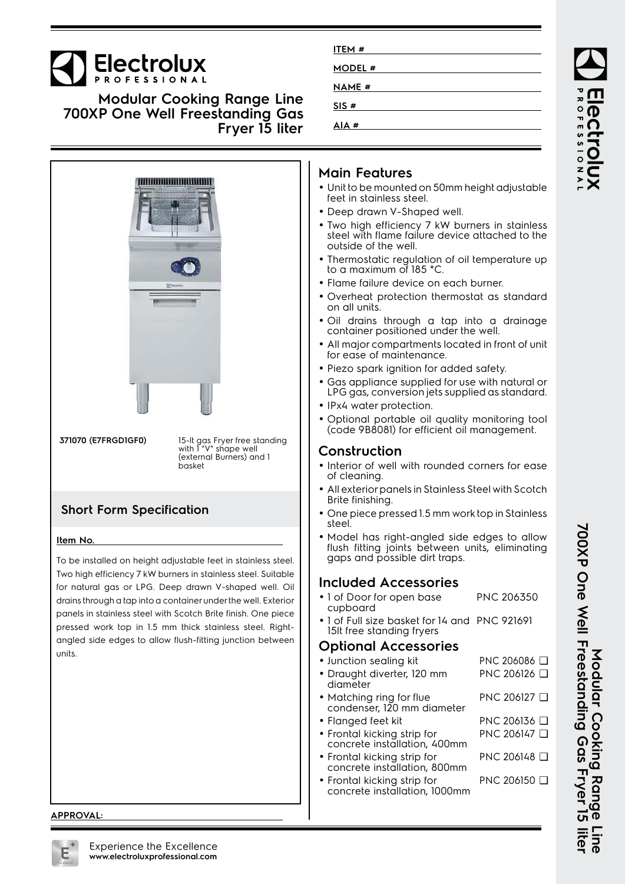# Modular Cooking Range Line 700XP One Well Freestanding Gas Fryer 15 liter

ITEM #

MODEL #

NAME #

SIS #

AIA #

**371070 (E7FRGD1GF0)** 15-lt gas Fryer free standing with 1 "V" shape well (external Burners) and 1 basket

## Short Form Specification

**Item No.**

To be installed on height adjustable feet in stainless steel. Two high efficiency 7 kW burners in stainless steel. Suitable for natural gas or LPG. Deep drawn V-shaped well. Oil drains through a tap into a container under the well. Exterior panels in stainless steel with Scotch Brite finish. One piece pressed work top in 1.5 mm thick stainless steel. Right-angled side edges to allow flush-fitting junction between units.

**APPROVAL:**

## Main Features

- Unit to be mounted on 50mm height adjustable feet in stainless steel.
- Deep drawn V-Shaped well.
- Two high efficiency 7 kW burners in stainless steel with flame failure device attached to the outside of the well.
- Thermostatic regulation of oil temperature up to a maximum of 185 °C.
- Flame failure device on each burner.
- Overheat protection thermostat as standard on all units.
- Oil drains through a tap into a drainage container positioned under the well.
- All major compartments located in front of unit for ease of maintenance.
- Piezo spark ignition for added safety.
- Gas appliance supplied for use with natural or LPG gas, conversion jets supplied as standard.
- IPx4 water protection.
- Optional portable oil quality monitoring tool (code 9B8081) for efficient oil management.

## Construction

- Interior of well with rounded corners for ease of cleaning.
- All exterior panels in Stainless Steel with Scotch Brite finishing.
- One piece pressed 1.5 mm work top in Stainless steel.
- Model has right-angled side edges to allow flush fitting joints between units, eliminating gaps and possible dirt traps.

## Included Accessories

- 1 of Door for open base cupboard — PNC 206350
- 1 of Full size basket for 14 and 15lt free standing fryers — PNC 921691

## Optional Accessories

- Junction sealing kit — PNC 206086 ❑
- Draught diverter, 120 mm diameter — PNC 206126 ❑
- Matching ring for flue condenser, 120 mm diameter — PNC 206127 ❑
- Flanged feet kit — PNC 206136 ❑
- Frontal kicking strip for concrete installation, 400mm — PNC 206147 ❑
- Frontal kicking strip for concrete installation, 800mm — PNC 206148 ❑
- Frontal kicking strip for concrete installation, 1000mm — PNC 206150 ❑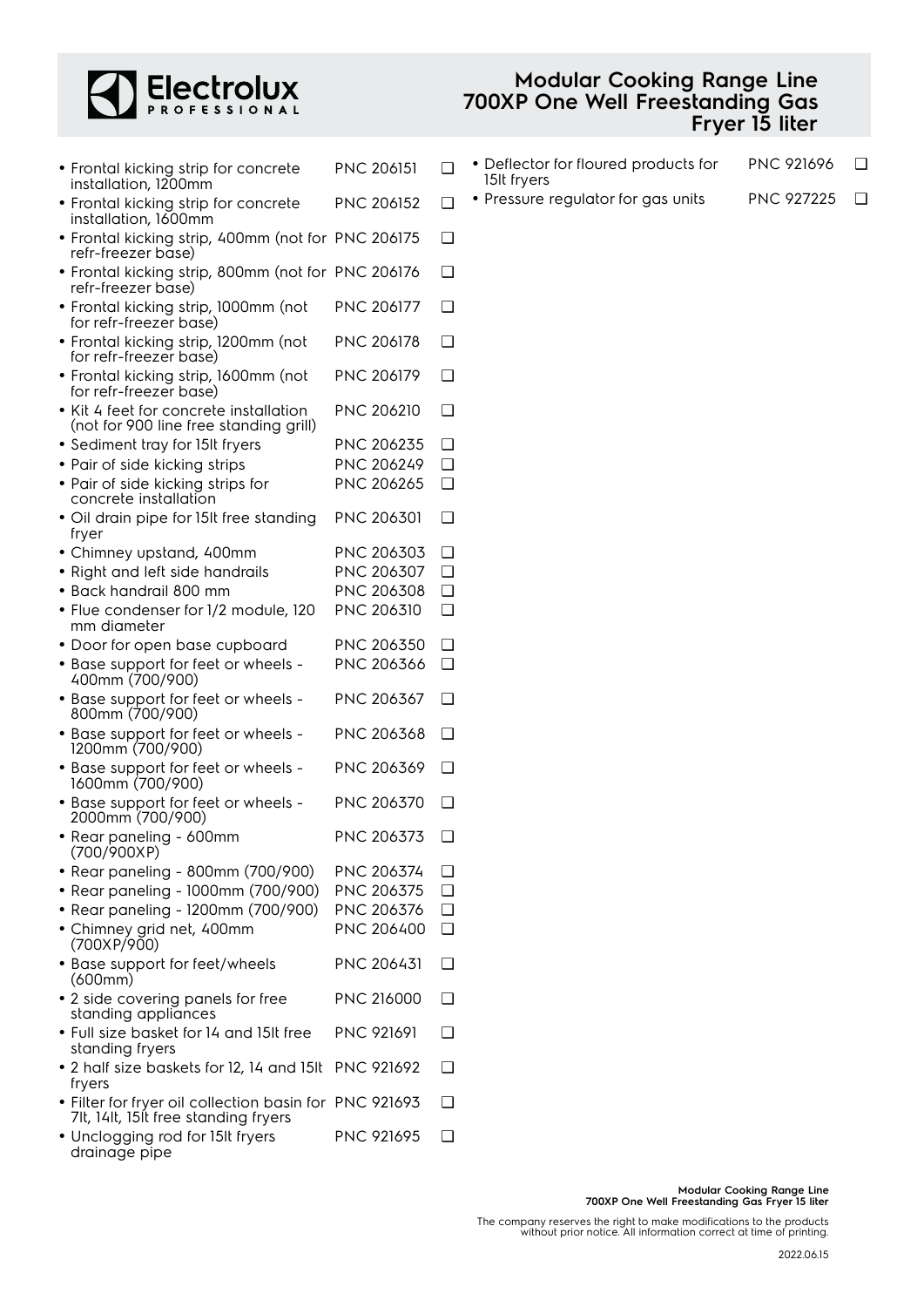# Modular Cooking Range Line 700XP One Well Freestanding Gas Fryer 15 liter

- Frontal kicking strip for concrete installation, 1200mm PNC 206151 ❑
- Frontal kicking strip for concrete installation, 1600mm PNC 206152 ❑
- Frontal kicking strip, 400mm (not for refr-freezer base) PNC 206175 ❑
- Frontal kicking strip, 800mm (not for refr-freezer base) PNC 206176 ❑
- Frontal kicking strip, 1000mm (not for refr-freezer base) PNC 206177 ❑
- Frontal kicking strip, 1200mm (not for refr-freezer base) PNC 206178 ❑
- Frontal kicking strip, 1600mm (not for refr-freezer base) PNC 206179 ❑
- Kit 4 feet for concrete installation (not for 900 line free standing grill) PNC 206210 ❑
- Sediment tray for 15lt fryers PNC 206235 ❑
- Pair of side kicking strips PNC 206249 ❑
- Pair of side kicking strips for concrete installation PNC 206265 ❑
- Oil drain pipe for 15lt free standing fryer PNC 206301 ❑
- Chimney upstand, 400mm PNC 206303 ❑
- Right and left side handrails PNC 206307 ❑
- Back handrail 800 mm PNC 206308 ❑
- Flue condenser for 1/2 module, 120 mm diameter PNC 206310 ❑
- Door for open base cupboard PNC 206350 ❑
- Base support for feet or wheels - 400mm (700/900) PNC 206366 ❑
- Base support for feet or wheels - 800mm (700/900) PNC 206367 ❑
- Base support for feet or wheels - 1200mm (700/900) PNC 206368 ❑
- Base support for feet or wheels - 1600mm (700/900) PNC 206369 ❑
- Base support for feet or wheels - 2000mm (700/900) PNC 206370 ❑
- Rear paneling - 600mm (700/900XP) PNC 206373 ❑
- Rear paneling - 800mm (700/900) PNC 206374 ❑
- Rear paneling - 1000mm (700/900) PNC 206375 ❑
- Rear paneling - 1200mm (700/900) PNC 206376 ❑
- Chimney grid net, 400mm (700XP/900) PNC 206400 ❑
- Base support for feet/wheels (600mm) PNC 206431 ❑
- 2 side covering panels for free standing appliances PNC 216000 ❑
- Full size basket for 14 and 15lt free standing fryers PNC 921691 ❑
- 2 half size baskets for 12, 14 and 15lt fryers PNC 921692 ❑
- Filter for fryer oil collection basin for 7lt, 14lt, 15lt free standing fryers PNC 921693 ❑
- Unclogging rod for 15lt fryers drainage pipe PNC 921695 ❑
- Deflector for floured products for 15lt fryers PNC 921696 ❑
- Pressure regulator for gas units PNC 927225 ❑

The company reserves the right to make modifications to the products without prior notice. All information correct at time of printing.

2022.06.15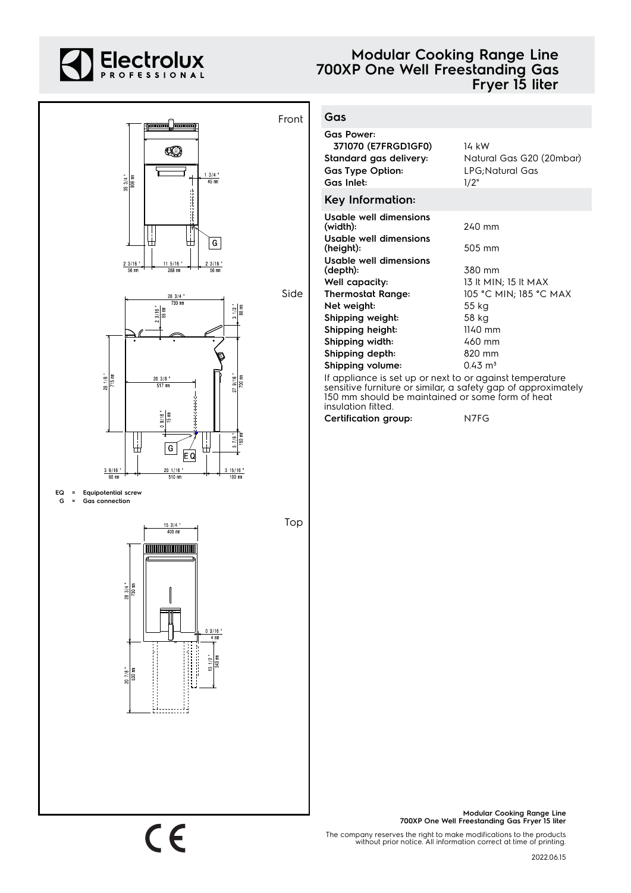# Modular Cooking Range Line 700XP One Well Freestanding Gas Fryer 15 liter

Front

Side

EQ = Equipotential screw
G = Gas connection

Top

## Gas

| | |
|---|---|
| **Gas Power:** | |
| **371070 (E7FRGD1GF0)** | 14 kW |
| **Standard gas delivery:** | Natural Gas G20 (20mbar) |
| **Gas Type Option:** | LPG;Natural Gas |
| **Gas Inlet:** | 1/2" |

## Key Information:

| | |
|---|---|
| **Usable well dimensions (width):** | 240 mm |
| **Usable well dimensions (height):** | 505 mm |
| **Usable well dimensions (depth):** | 380 mm |
| **Well capacity:** | 13 lt MIN; 15 lt MAX |
| **Thermostat Range:** | 105 °C MIN; 185 °C MAX |
| **Net weight:** | 55 kg |
| **Shipping weight:** | 58 kg |
| **Shipping height:** | 1140 mm |
| **Shipping width:** | 460 mm |
| **Shipping depth:** | 820 mm |
| **Shipping volume:** | 0.43 m³ |

If appliance is set up or next to or against temperature sensitive furniture or similar, a safety gap of approximately 150 mm should be maintained or some form of heat insulation fitted.

| | |
|---|---|
| **Certification group:** | N7FG |

The company reserves the right to make modifications to the products without prior notice. All information correct at time of printing.

2022.06.15